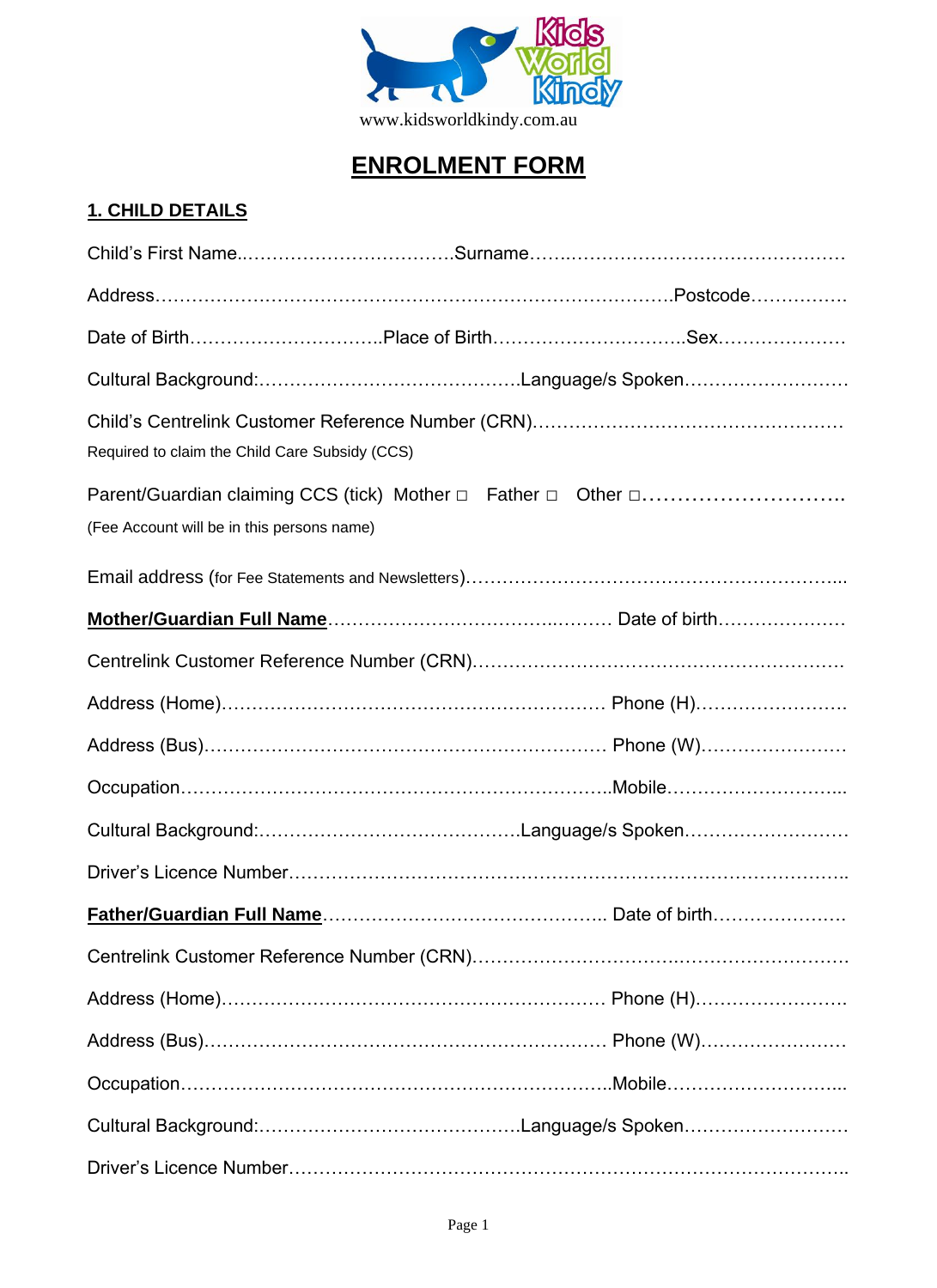www.kidsworldkindy.com.au

# ENROLMENT FORM

## 1. CHILD DETAILS

Child's First Name..................................Surname..................................................

Address......................................................................................Postcode................

Date of Birth..............................Place of Birth..............................Sex....................

Cultural Background:........................................Language/s Spoken..........................

Child's Centrelink Customer Reference Number (CRN)................................................

Required to claim the Child Care Subsidy (CCS)

Parent/Guardian claiming CCS (tick) Mother □ Father □ Other □............................

(Fee Account will be in this persons name)

Email address (for Fee Statements and Newsletters)..........................................................

**Mother/Guardian Full Name**........................................... Date of birth....................

Centrelink Customer Reference Number (CRN)...........................................................

Address (Home)............................................................ Phone (H)........................

Address (Bus).............................................................. Phone (W)........................

Occupation..............................................................Mobile...........................

Cultural Background:........................................Language/s Spoken..........................

Driver's Licence Number.........................................................................................

**Father/Guardian Full Name**........................................... Date of birth....................

Centrelink Customer Reference Number (CRN)...........................................................

Address (Home)............................................................ Phone (H)........................

Address (Bus).............................................................. Phone (W)........................

Occupation..............................................................Mobile...........................

Cultural Background:........................................Language/s Spoken..........................

Driver's Licence Number.........................................................................................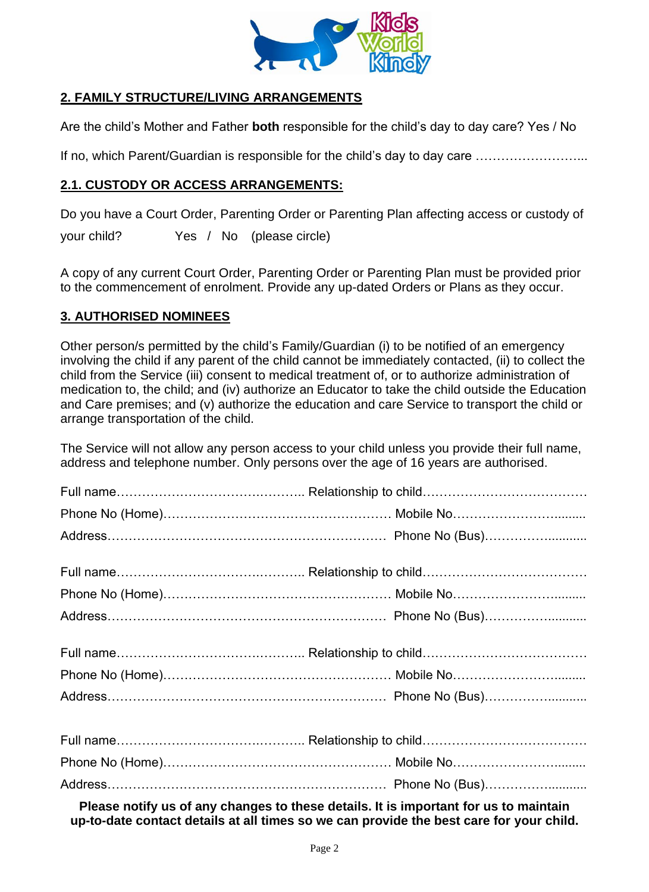## 2. FAMILY STRUCTURE/LIVING ARRANGEMENTS

Are the child's Mother and Father **both** responsible for the child's day to day care? Yes / No

If no, which Parent/Guardian is responsible for the child's day to day care ……………………...

## 2.1. CUSTODY OR ACCESS ARRANGEMENTS:

Do you have a Court Order, Parenting Order or Parenting Plan affecting access or custody of your child? Yes / No (please circle)

A copy of any current Court Order, Parenting Order or Parenting Plan must be provided prior to the commencement of enrolment. Provide any up-dated Orders or Plans as they occur.

## 3. AUTHORISED NOMINEES

Other person/s permitted by the child's Family/Guardian (i) to be notified of an emergency involving the child if any parent of the child cannot be immediately contacted, (ii) to collect the child from the Service (iii) consent to medical treatment of, or to authorize administration of medication to, the child; and (iv) authorize an Educator to take the child outside the Education and Care premises; and (v) authorize the education and care Service to transport the child or arrange transportation of the child.

The Service will not allow any person access to your child unless you provide their full name, address and telephone number. Only persons over the age of 16 years are authorised.

Full name……………………………………….. Relationship to child…………………………………

Phone No (Home)……………………………………………… Mobile No…………………….........

Address………………………………………………………… Phone No (Bus)…………….............

Full name……………………………………….. Relationship to child…………………………………

Phone No (Home)……………………………………………… Mobile No…………………….........

Address………………………………………………………… Phone No (Bus)…………….............

Full name……………………………………….. Relationship to child…………………………………

Phone No (Home)……………………………………………… Mobile No…………………….........

Address………………………………………………………… Phone No (Bus)…………….............

Full name……………………………………….. Relationship to child…………………………………

Phone No (Home)……………………………………………… Mobile No…………………….........

Address………………………………………………………… Phone No (Bus)…………….............

**Please notify us of any changes to these details. It is important for us to maintain up-to-date contact details at all times so we can provide the best care for your child.**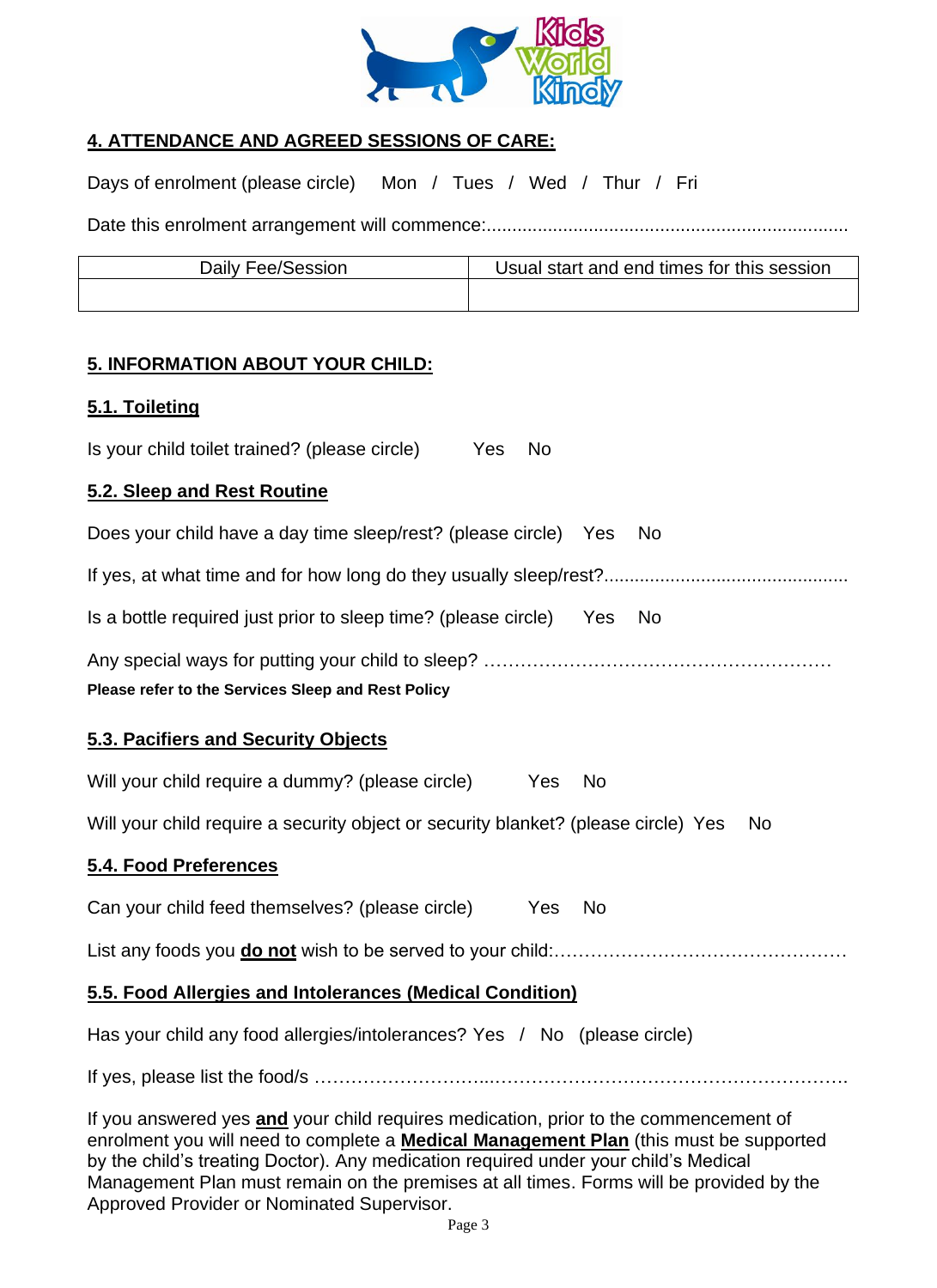## 4. ATTENDANCE AND AGREED SESSIONS OF CARE:

Days of enrolment (please circle) Mon / Tues / Wed / Thur / Fri

Date this enrolment arrangement will commence:......................................................................

| Daily Fee/Session | Usual start and end times for this session |
| --- | --- |
| | |

## 5. INFORMATION ABOUT YOUR CHILD:

### 5.1. Toileting

Is your child toilet trained? (please circle) Yes No

### 5.2. Sleep and Rest Routine

Does your child have a day time sleep/rest? (please circle) Yes No

If yes, at what time and for how long do they usually sleep/rest?...............................................

Is a bottle required just prior to sleep time? (please circle) Yes No

Any special ways for putting your child to sleep? …………………………………………………

**Please refer to the Services Sleep and Rest Policy**

### 5.3. Pacifiers and Security Objects

Will your child require a dummy? (please circle) Yes No

Will your child require a security object or security blanket? (please circle) Yes No

### 5.4. Food Preferences

Can your child feed themselves? (please circle) Yes No

List any foods you **do not** wish to be served to your child:…………………………………………

### 5.5. Food Allergies and Intolerances (Medical Condition)

Has your child any food allergies/intolerances? Yes / No (please circle)

If yes, please list the food/s ………………………...…………………………………………………….

If you answered yes **and** your child requires medication, prior to the commencement of enrolment you will need to complete a **Medical Management Plan** (this must be supported by the child's treating Doctor). Any medication required under your child's Medical Management Plan must remain on the premises at all times. Forms will be provided by the Approved Provider or Nominated Supervisor.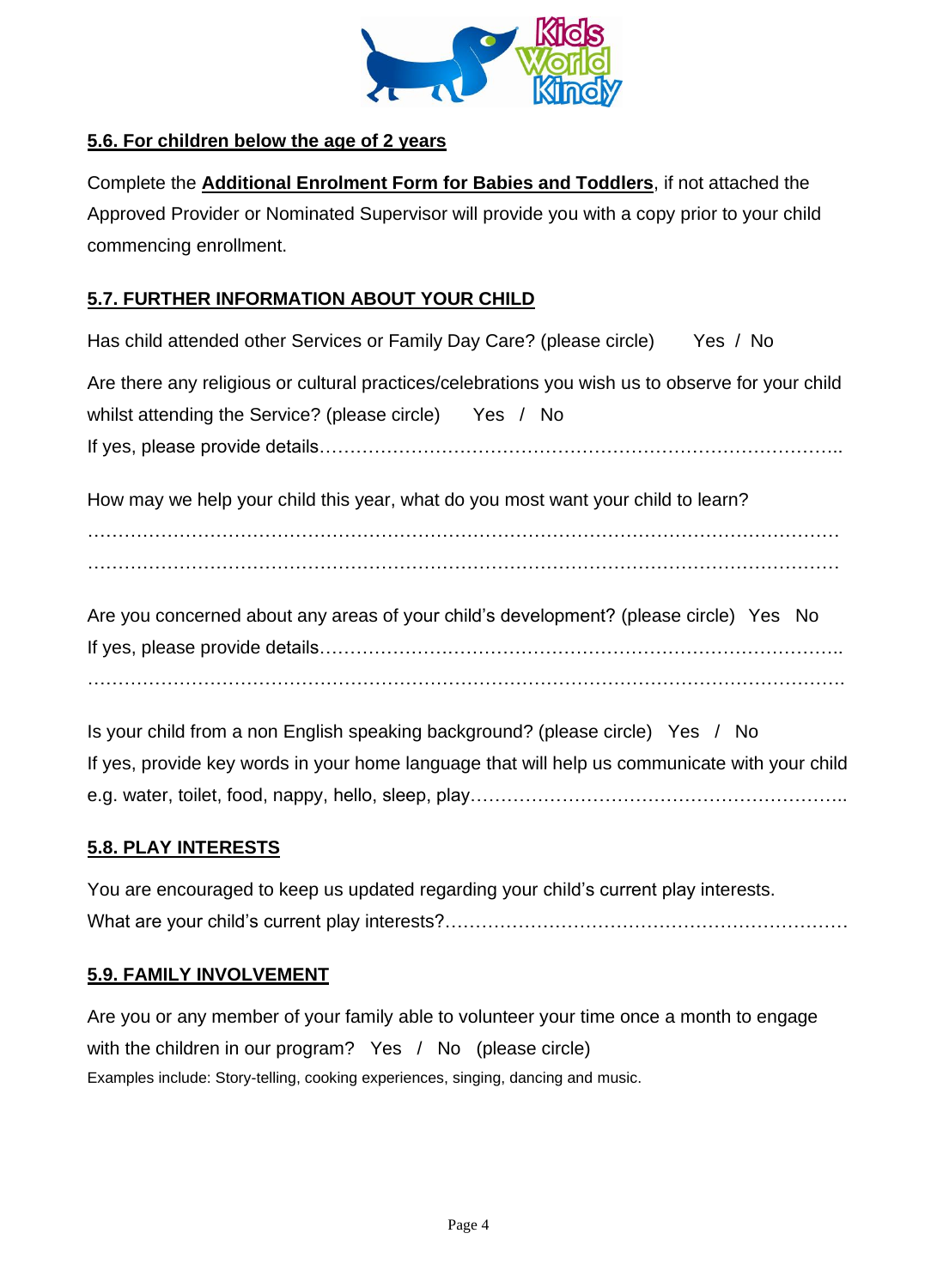## 5.6. For children below the age of 2 years

Complete the **Additional Enrolment Form for Babies and Toddlers**, if not attached the Approved Provider or Nominated Supervisor will provide you with a copy prior to your child commencing enrollment.

## 5.7. FURTHER INFORMATION ABOUT YOUR CHILD

Has child attended other Services or Family Day Care? (please circle)     Yes / No

Are there any religious or cultural practices/celebrations you wish us to observe for your child whilst attending the Service? (please circle)     Yes / No

If yes, please provide details…………………………………………………………………………..

How may we help your child this year, what do you most want your child to learn?

…………………………………………………………………………………………………………

…………………………………………………………………………………………………………

Are you concerned about any areas of your child's development? (please circle)   Yes   No

If yes, please provide details…………………………………………………………………………..

…………………………………………………………………………………………………………

Is your child from a non English speaking background? (please circle)   Yes / No

If yes, provide key words in your home language that will help us communicate with your child e.g. water, toilet, food, nappy, hello, sleep, play……………………………………………………..

## 5.8. PLAY INTERESTS

You are encouraged to keep us updated regarding your child's current play interests.

What are your child's current play interests?…………………………………………………………

## 5.9. FAMILY INVOLVEMENT

Are you or any member of your family able to volunteer your time once a month to engage with the children in our program?   Yes / No   (please circle)

Examples include: Story-telling, cooking experiences, singing, dancing and music.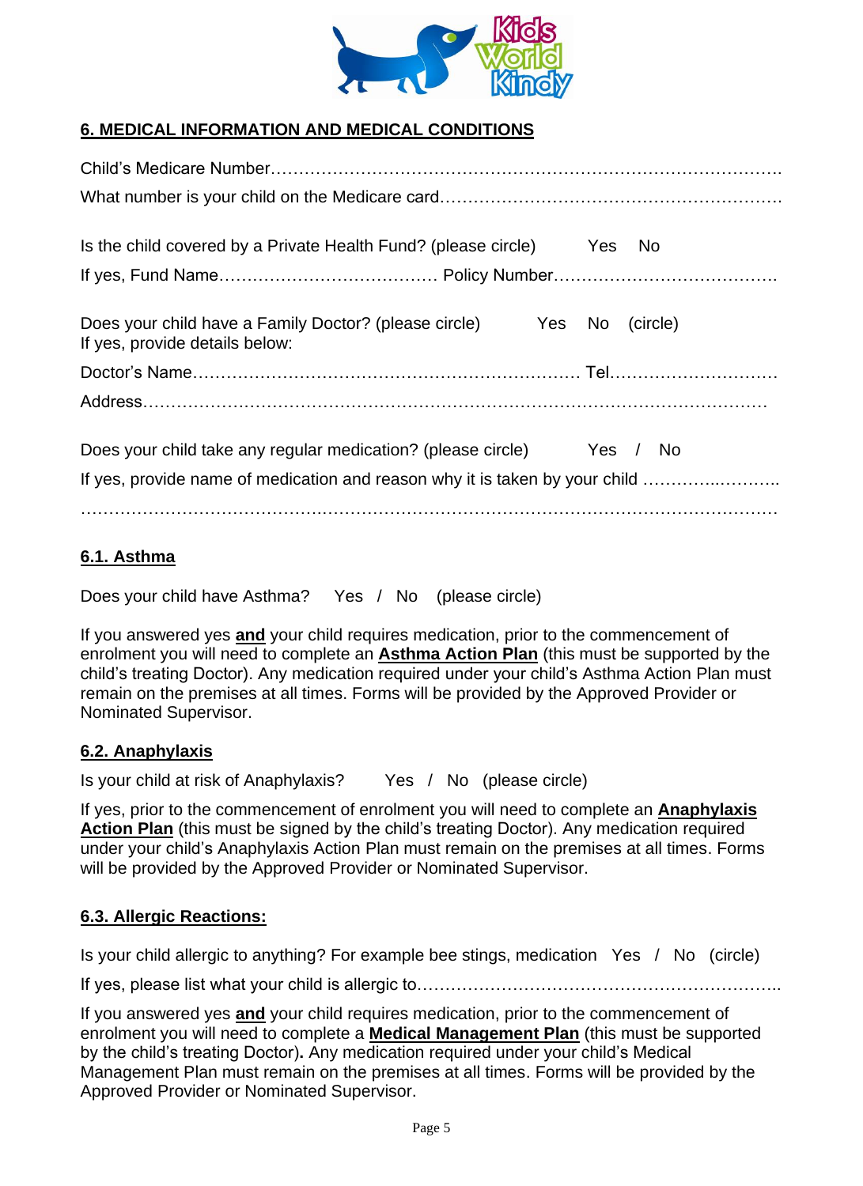## 6. MEDICAL INFORMATION AND MEDICAL CONDITIONS

Child's Medicare Number……………………………………………………………………………….

What number is your child on the Medicare card…………………………………………………….

Is the child covered by a Private Health Fund? (please circle) Yes No

If yes, Fund Name………………………………… Policy Number………………………………….

Does your child have a Family Doctor? (please circle) Yes No (circle)
If yes, provide details below:

Doctor's Name…………………………………………………………… Tel…………………………

Address………………………………………………………………………………………………

Does your child take any regular medication? (please circle) Yes / No

If yes, provide name of medication and reason why it is taken by your child ………….……….

……………………………………………………………………………………………………………

### 6.1. Asthma

Does your child have Asthma? Yes / No (please circle)

If you answered yes **and** your child requires medication, prior to the commencement of enrolment you will need to complete an **Asthma Action Plan** (this must be supported by the child's treating Doctor). Any medication required under your child's Asthma Action Plan must remain on the premises at all times. Forms will be provided by the Approved Provider or Nominated Supervisor.

### 6.2. Anaphylaxis

Is your child at risk of Anaphylaxis? Yes / No (please circle)

If yes, prior to the commencement of enrolment you will need to complete an **Anaphylaxis Action Plan** (this must be signed by the child's treating Doctor). Any medication required under your child's Anaphylaxis Action Plan must remain on the premises at all times. Forms will be provided by the Approved Provider or Nominated Supervisor.

### 6.3. Allergic Reactions:

Is your child allergic to anything? For example bee stings, medication Yes / No (circle)

If yes, please list what your child is allergic to……………………………………………………..

If you answered yes **and** your child requires medication, prior to the commencement of enrolment you will need to complete a **Medical Management Plan** (this must be supported by the child's treating Doctor). Any medication required under your child's Medical Management Plan must remain on the premises at all times. Forms will be provided by the Approved Provider or Nominated Supervisor.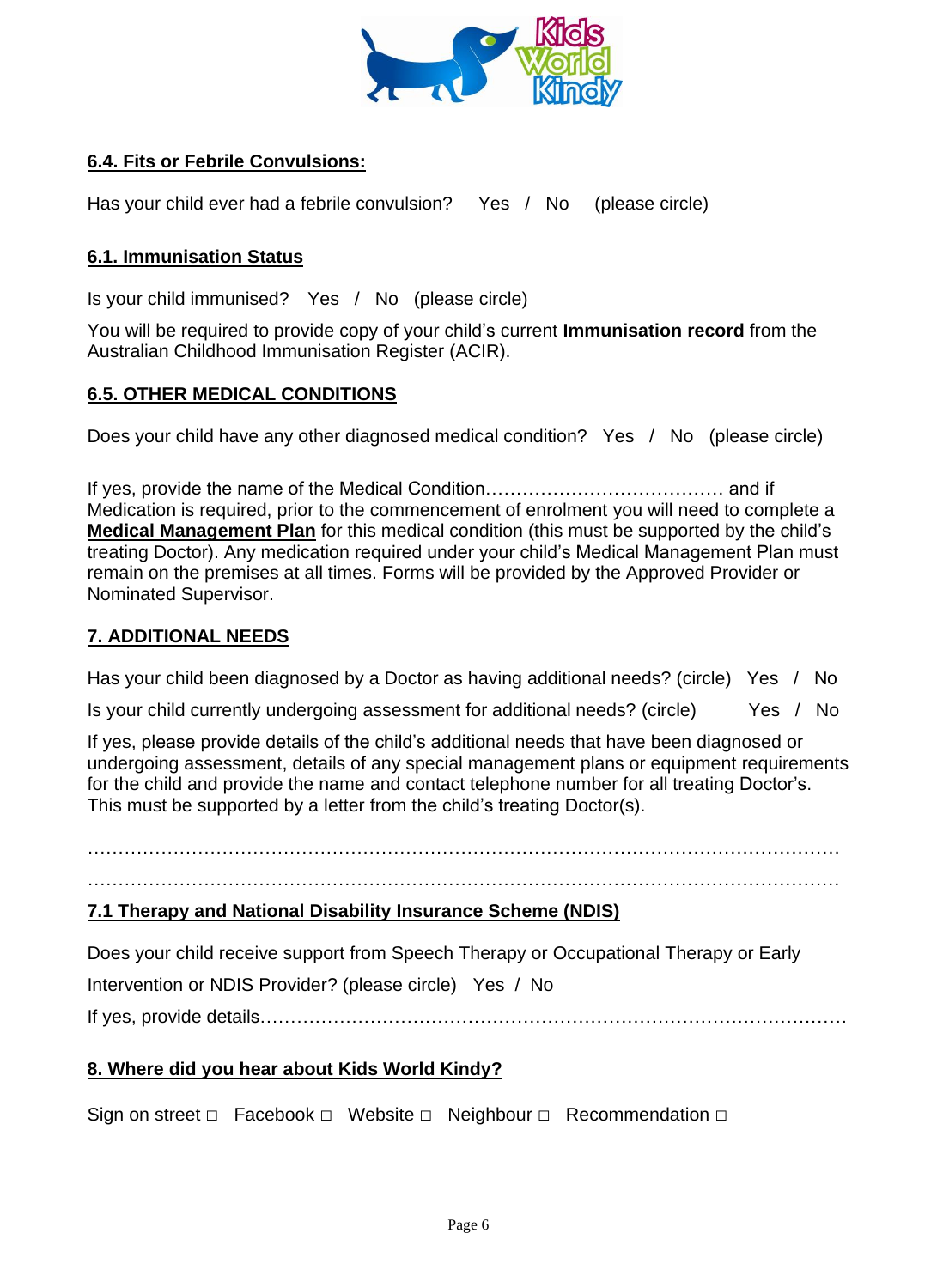## 6.4. Fits or Febrile Convulsions:

Has your child ever had a febrile convulsion? Yes / No (please circle)

## 6.1. Immunisation Status

Is your child immunised? Yes / No (please circle)

You will be required to provide copy of your child's current **Immunisation record** from the Australian Childhood Immunisation Register (ACIR).

## 6.5. OTHER MEDICAL CONDITIONS

Does your child have any other diagnosed medical condition? Yes / No (please circle)

If yes, provide the name of the Medical Condition………………………………… and if Medication is required, prior to the commencement of enrolment you will need to complete a **Medical Management Plan** for this medical condition (this must be supported by the child's treating Doctor). Any medication required under your child's Medical Management Plan must remain on the premises at all times. Forms will be provided by the Approved Provider or Nominated Supervisor.

## 7. ADDITIONAL NEEDS

Has your child been diagnosed by a Doctor as having additional needs? (circle) Yes / No

Is your child currently undergoing assessment for additional needs? (circle) Yes / No

If yes, please provide details of the child's additional needs that have been diagnosed or undergoing assessment, details of any special management plans or equipment requirements for the child and provide the name and contact telephone number for all treating Doctor's. This must be supported by a letter from the child's treating Doctor(s).

……………………………………………………………………………………………………………

……………………………………………………………………………………………………………

## 7.1 Therapy and National Disability Insurance Scheme (NDIS)

Does your child receive support from Speech Therapy or Occupational Therapy or Early Intervention or NDIS Provider? (please circle) Yes / No

If yes, provide details………………………………………………………………………………

## 8. Where did you hear about Kids World Kindy?

Sign on street □ Facebook □ Website □ Neighbour □ Recommendation □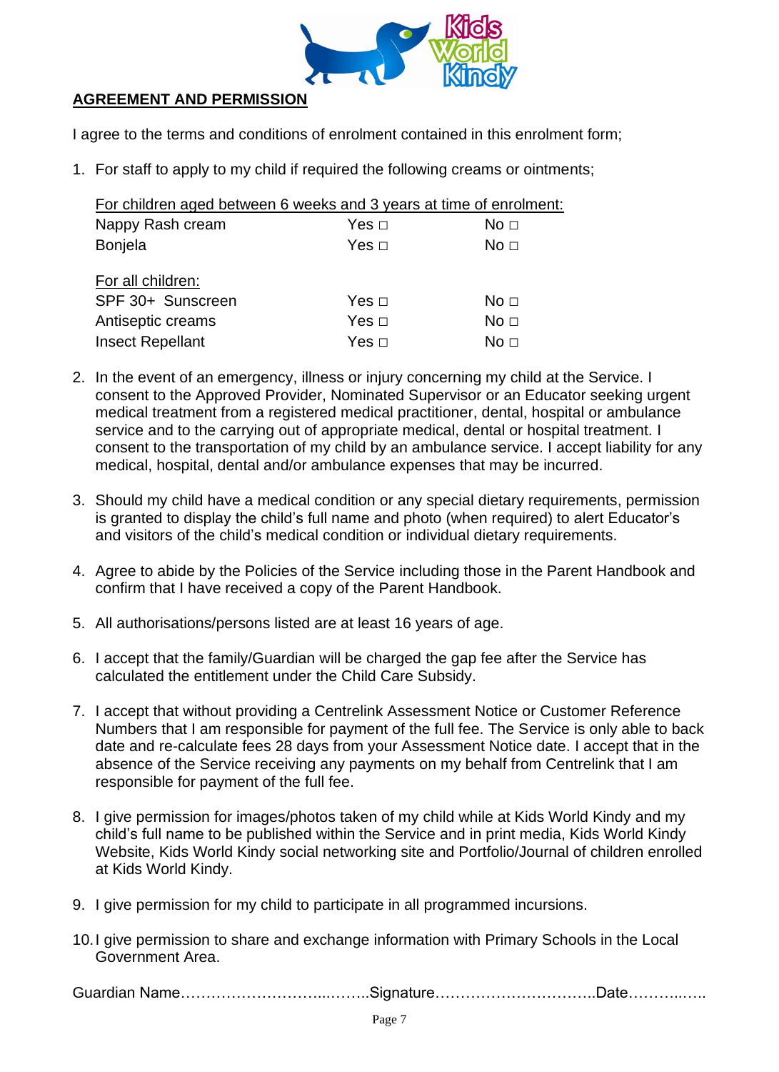## AGREEMENT AND PERMISSION

I agree to the terms and conditions of enrolment contained in this enrolment form;

1. For staff to apply to my child if required the following creams or ointments;

| For children aged between 6 weeks and 3 years at time of enrolment: | | |
|---|---|---|
| Nappy Rash cream | Yes □ | No □ |
| Bonjela | Yes □ | No □ |
| **For all children:** | | |
| SPF 30+ Sunscreen | Yes □ | No □ |
| Antiseptic creams | Yes □ | No □ |
| Insect Repellant | Yes □ | No □ |

2. In the event of an emergency, illness or injury concerning my child at the Service. I consent to the Approved Provider, Nominated Supervisor or an Educator seeking urgent medical treatment from a registered medical practitioner, dental, hospital or ambulance service and to the carrying out of appropriate medical, dental or hospital treatment. I consent to the transportation of my child by an ambulance service. I accept liability for any medical, hospital, dental and/or ambulance expenses that may be incurred.

3. Should my child have a medical condition or any special dietary requirements, permission is granted to display the child's full name and photo (when required) to alert Educator's and visitors of the child's medical condition or individual dietary requirements.

4. Agree to abide by the Policies of the Service including those in the Parent Handbook and confirm that I have received a copy of the Parent Handbook.

5. All authorisations/persons listed are at least 16 years of age.

6. I accept that the family/Guardian will be charged the gap fee after the Service has calculated the entitlement under the Child Care Subsidy.

7. I accept that without providing a Centrelink Assessment Notice or Customer Reference Numbers that I am responsible for payment of the full fee. The Service is only able to back date and re-calculate fees 28 days from your Assessment Notice date. I accept that in the absence of the Service receiving any payments on my behalf from Centrelink that I am responsible for payment of the full fee.

8. I give permission for images/photos taken of my child while at Kids World Kindy and my child's full name to be published within the Service and in print media, Kids World Kindy Website, Kids World Kindy social networking site and Portfolio/Journal of children enrolled at Kids World Kindy.

9. I give permission for my child to participate in all programmed incursions.

10. I give permission to share and exchange information with Primary Schools in the Local Government Area.

Guardian Name……………………….....……..Signature…………………………..Date………..…..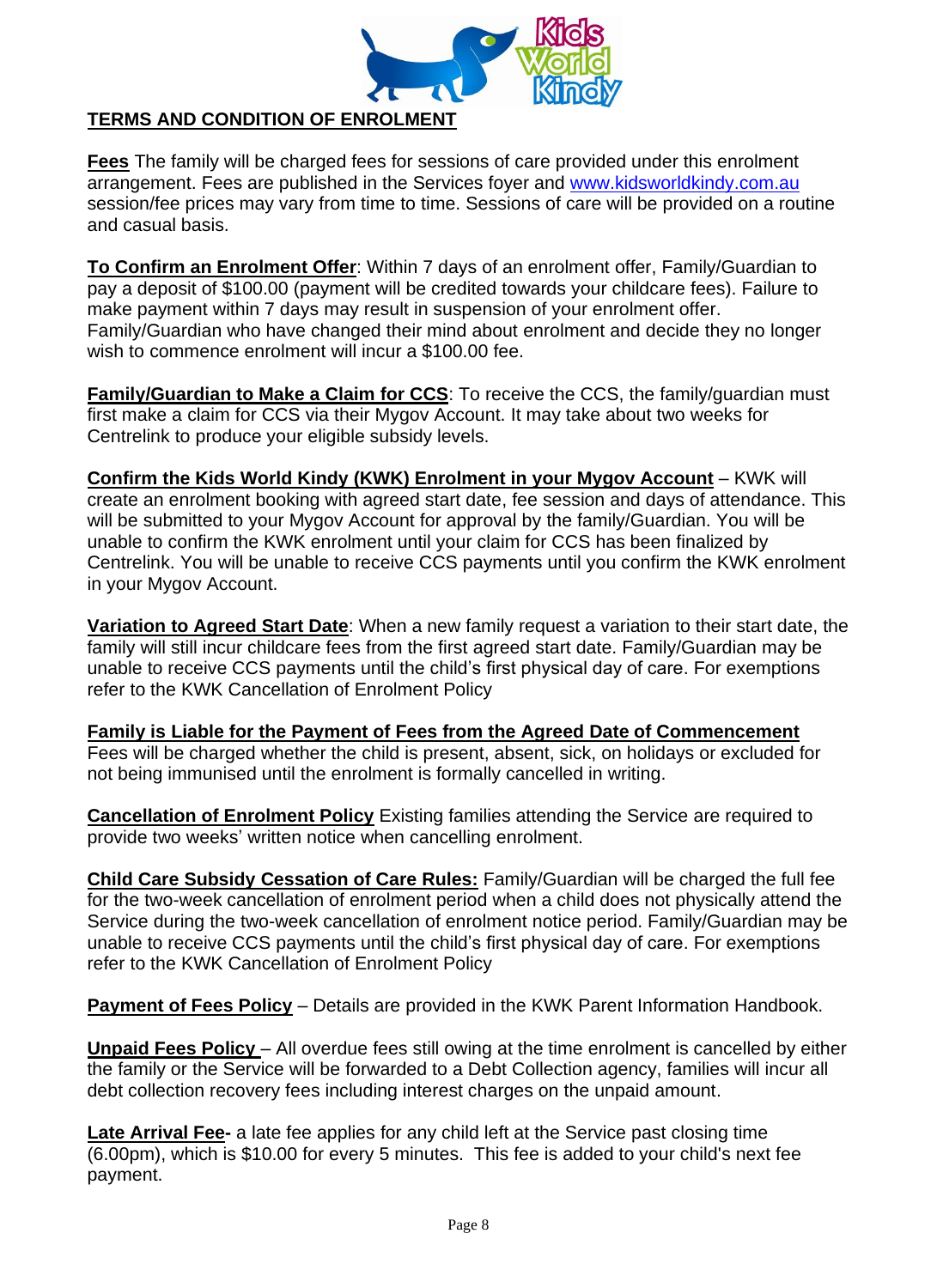## TERMS AND CONDITION OF ENROLMENT

**Fees** The family will be charged fees for sessions of care provided under this enrolment arrangement. Fees are published in the Services foyer and www.kidsworldkindy.com.au session/fee prices may vary from time to time. Sessions of care will be provided on a routine and casual basis.

**To Confirm an Enrolment Offer**: Within 7 days of an enrolment offer, Family/Guardian to pay a deposit of $100.00 (payment will be credited towards your childcare fees). Failure to make payment within 7 days may result in suspension of your enrolment offer. Family/Guardian who have changed their mind about enrolment and decide they no longer wish to commence enrolment will incur a $100.00 fee.

**Family/Guardian to Make a Claim for CCS**: To receive the CCS, the family/guardian must first make a claim for CCS via their Mygov Account. It may take about two weeks for Centrelink to produce your eligible subsidy levels.

**Confirm the Kids World Kindy (KWK) Enrolment in your Mygov Account** – KWK will create an enrolment booking with agreed start date, fee session and days of attendance. This will be submitted to your Mygov Account for approval by the family/Guardian. You will be unable to confirm the KWK enrolment until your claim for CCS has been finalized by Centrelink. You will be unable to receive CCS payments until you confirm the KWK enrolment in your Mygov Account.

**Variation to Agreed Start Date**: When a new family request a variation to their start date, the family will still incur childcare fees from the first agreed start date. Family/Guardian may be unable to receive CCS payments until the child's first physical day of care. For exemptions refer to the KWK Cancellation of Enrolment Policy

**Family is Liable for the Payment of Fees from the Agreed Date of Commencement**
Fees will be charged whether the child is present, absent, sick, on holidays or excluded for not being immunised until the enrolment is formally cancelled in writing.

**Cancellation of Enrolment Policy** Existing families attending the Service are required to provide two weeks' written notice when cancelling enrolment.

**Child Care Subsidy Cessation of Care Rules:** Family/Guardian will be charged the full fee for the two-week cancellation of enrolment period when a child does not physically attend the Service during the two-week cancellation of enrolment notice period. Family/Guardian may be unable to receive CCS payments until the child's first physical day of care. For exemptions refer to the KWK Cancellation of Enrolment Policy

**Payment of Fees Policy** – Details are provided in the KWK Parent Information Handbook.

**Unpaid Fees Policy** – All overdue fees still owing at the time enrolment is cancelled by either the family or the Service will be forwarded to a Debt Collection agency, families will incur all debt collection recovery fees including interest charges on the unpaid amount.

**Late Arrival Fee-** a late fee applies for any child left at the Service past closing time (6.00pm), which is $10.00 for every 5 minutes. This fee is added to your child's next fee payment.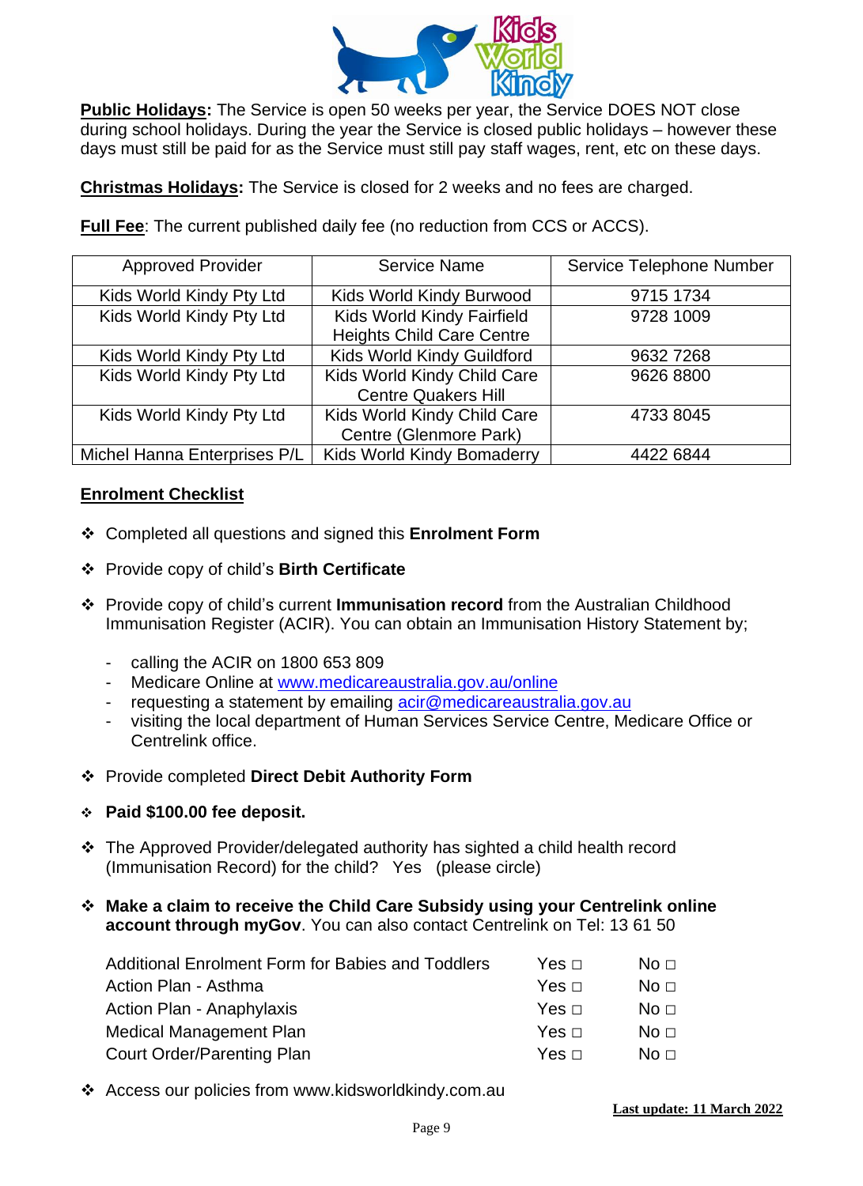**Public Holidays:** The Service is open 50 weeks per year, the Service DOES NOT close during school holidays. During the year the Service is closed public holidays – however these days must still be paid for as the Service must still pay staff wages, rent, etc on these days.

**Christmas Holidays:** The Service is closed for 2 weeks and no fees are charged.

**Full Fee**: The current published daily fee (no reduction from CCS or ACCS).

| Approved Provider | Service Name | Service Telephone Number |
|---|---|---|
| Kids World Kindy Pty Ltd | Kids World Kindy Burwood | 9715 1734 |
| Kids World Kindy Pty Ltd | Kids World Kindy Fairfield Heights Child Care Centre | 9728 1009 |
| Kids World Kindy Pty Ltd | Kids World Kindy Guildford | 9632 7268 |
| Kids World Kindy Pty Ltd | Kids World Kindy Child Care Centre Quakers Hill | 9626 8800 |
| Kids World Kindy Pty Ltd | Kids World Kindy Child Care Centre (Glenmore Park) | 4733 8045 |
| Michel Hanna Enterprises P/L | Kids World Kindy Bomaderry | 4422 6844 |

## Enrolment Checklist

- Completed all questions and signed this **Enrolment Form**
- Provide copy of child's **Birth Certificate**
- Provide copy of child's current **Immunisation record** from the Australian Childhood Immunisation Register (ACIR). You can obtain an Immunisation History Statement by;
  - calling the ACIR on 1800 653 809
  - Medicare Online at www.medicareaustralia.gov.au/online
  - requesting a statement by emailing acir@medicareaustralia.gov.au
  - visiting the local department of Human Services Service Centre, Medicare Office or Centrelink office.
- Provide completed **Direct Debit Authority Form**
- **Paid $100.00 fee deposit.**
- The Approved Provider/delegated authority has sighted a child health record (Immunisation Record) for the child? Yes (please circle)
- **Make a claim to receive the Child Care Subsidy using your Centrelink online account through myGov**. You can also contact Centrelink on Tel: 13 61 50

| | | |
|---|---|---|
| Additional Enrolment Form for Babies and Toddlers | Yes □ | No □ |
| Action Plan - Asthma | Yes □ | No □ |
| Action Plan - Anaphylaxis | Yes □ | No □ |
| Medical Management Plan | Yes □ | No □ |
| Court Order/Parenting Plan | Yes □ | No □ |

- Access our policies from www.kidsworldkindy.com.au

**Last update: 11 March 2022**